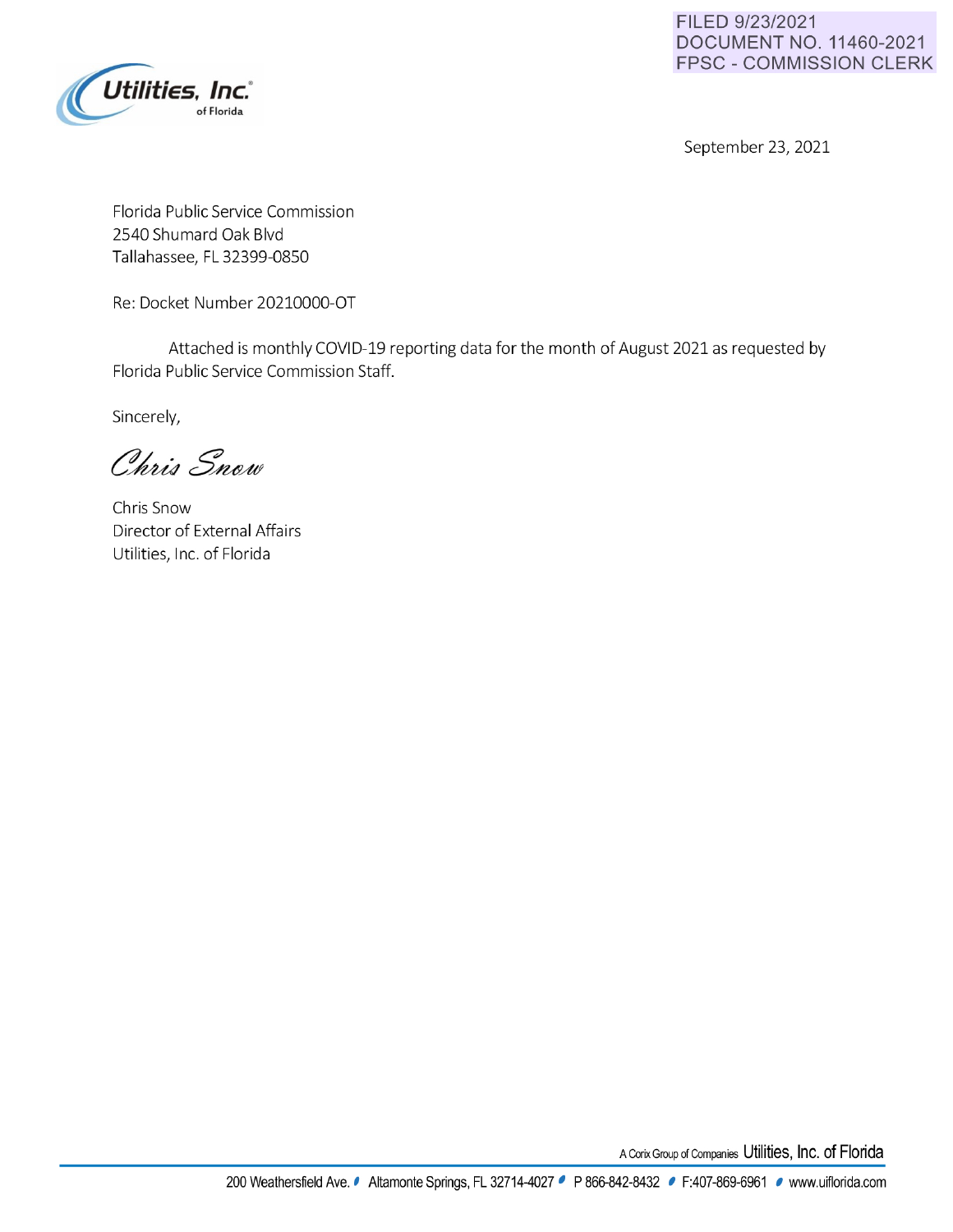FILED 9/23/2021
DOCUMENT NO. 11460-2021
FPSC - COMMISSION CLERK

Utilities, Inc. of Florida

September 23, 2021

Florida Public Service Commission
2540 Shumard Oak Blvd
Tallahassee, FL 32399-0850

Re: Docket Number 20210000-OT

Attached is monthly COVID-19 reporting data for the month of August 2021 as requested by Florida Public Service Commission Staff.

Sincerely,

*Chris Snow*

Chris Snow
Director of External Affairs
Utilities, Inc. of Florida

A Corix Group of Companies Utilities, Inc. of Florida

200 Weathersfield Ave. • Altamonte Springs, FL 32714-4027 • P 866-842-8432 • F:407-869-6961 • www.uiflorida.com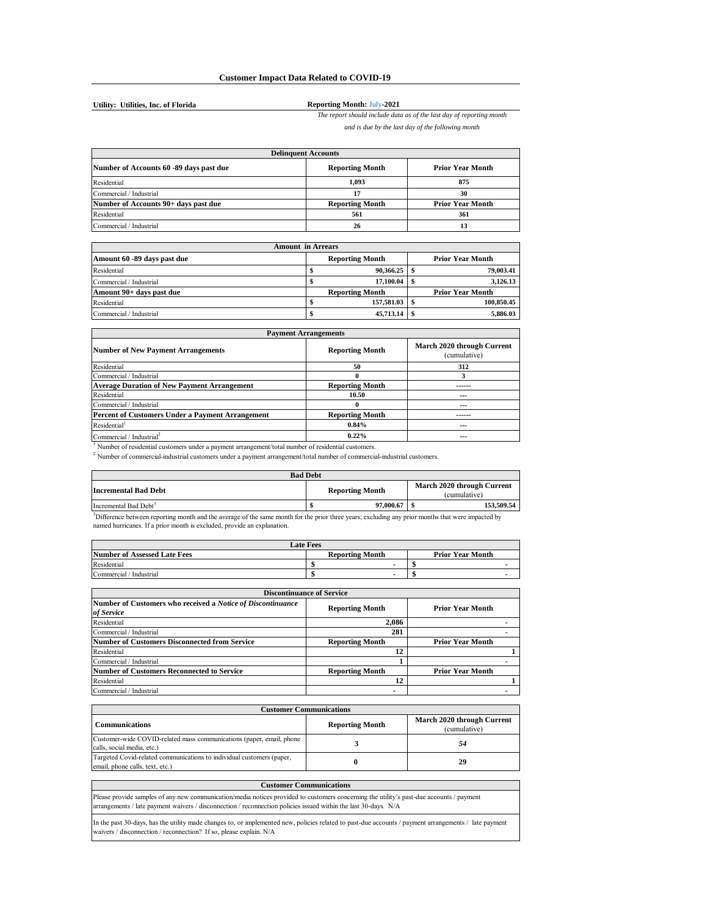# Customer Impact Data Related to COVID-19

**Utility: Utilities, Inc. of Florida**

**Reporting Month: July-2021**

*The report should include data as of the last day of reporting month and is due by the last day of the following month*

| Delinquent Accounts | | |
|---|---|---|
| **Number of Accounts 60 -89 days past due** | **Reporting Month** | **Prior Year Month** |
| Residential | 1,093 | 875 |
| Commercial / Industrial | 17 | 30 |
| **Number of Accounts 90+ days past due** | **Reporting Month** | **Prior Year Month** |
| Residential | 561 | 361 |
| Commercial / Industrial | 26 | 13 |

| Amount in Arrears | | |
|---|---|---|
| **Amount 60 -89 days past due** | **Reporting Month** | **Prior Year Month** |
| Residential | $ 90,366.25 | $ 79,003.41 |
| Commercial / Industrial | $ 17,100.04 | $ 3,126.13 |
| **Amount 90+ days past due** | **Reporting Month** | **Prior Year Month** |
| Residential | $ 157,581.03 | $ 100,850.45 |
| Commercial / Industrial | $ 45,713.14 | $ 5,886.03 |

| Payment Arrangements | | |
|---|---|---|
| **Number of New Payment Arrangements** | **Reporting Month** | **March 2020 through Current** (cumulative) |
| Residential | 50 | 312 |
| Commercial / Industrial | 0 | 3 |
| **Average Duration of New Payment Arrangement** | **Reporting Month** | ------ |
| Residential | 10.50 | --- |
| Commercial / Industrial | 0 | --- |
| **Percent of Customers Under a Payment Arrangement** | **Reporting Month** | ------ |
| Residential[1] | 0.84% | --- |
| Commercial / Industrial[2] | 0.22% | --- |

[1] Number of residential customers under a payment arrangement/total number of residential customers.

[2] Number of commercial-industrial customers under a payment arrangement/total number of commercial-industrial customers.

| Bad Debt | | |
|---|---|---|
| **Incremental Bad Debt** | **Reporting Month** | **March 2020 through Current** (cumulative) |
| Incremental Bad Debt[3] | $ 97,000.67 | $ 153,509.54 |

[3] Difference between reporting month and the average of the same month for the prior three years; excluding any prior months that were impacted by named hurricanes. If a prior month is excluded, provide an explanation.

| Late Fees | | |
|---|---|---|
| **Number of Assessed Late Fees** | **Reporting Month** | **Prior Year Month** |
| Residential | $ - | $ - |
| Commercial / Industrial | $ - | $ - |

| Discontinuance of Service | | |
|---|---|---|
| **Number of Customers who received a *Notice of Discontinuance of Service*** | **Reporting Month** | **Prior Year Month** |
| Residential | 2,086 | - |
| Commercial / Industrial | 281 | - |
| **Number of Customers Disconnected from Service** | **Reporting Month** | **Prior Year Month** |
| Residential | 12 | 1 |
| Commercial / Industrial | 1 | - |
| **Number of Customers Reconnected to Service** | **Reporting Month** | **Prior Year Month** |
| Residential | 12 | 1 |
| Commercial / Industrial | - | - |

| Customer Communications | | |
|---|---|---|
| **Communications** | **Reporting Month** | **March 2020 through Current** (cumulative) |
| Customer-wide COVID-related mass communications (paper, email, phone calls, social media, etc.) | 3 | *54* |
| Targeted Covid-related communications to individual customers (paper, email, phone calls, text, etc.) | 0 | 29 |

| Customer Communications |
|---|
| Please provide samples of any new communication/media notices provided to customers concerning the utility's past-due accounts / payment arrangements / late payment waivers / disconnection / reconnection policies issued within the last 30-days. N/A |
| In the past 30-days, has the utility made changes to, or implemented new, policies related to past-due accounts / payment arrangements / late payment waivers / disconnection / reconnection? If so, please explain. N/A |